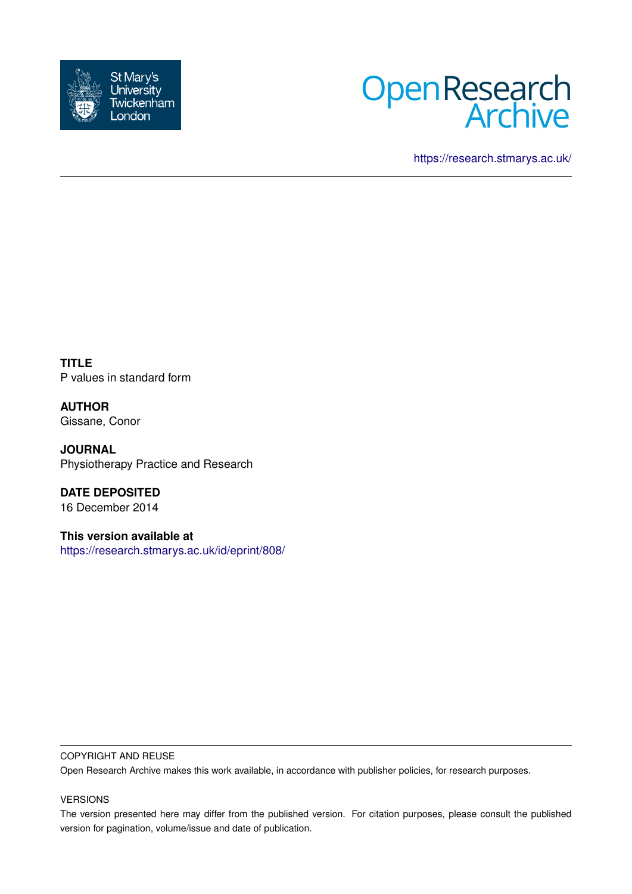St Mary's University Twickenham London

Open Research Archive

https://research.stmarys.ac.uk/

**TITLE**
P values in standard form

**AUTHOR**
Gissane, Conor

**JOURNAL**
Physiotherapy Practice and Research

**DATE DEPOSITED**
16 December 2014

**This version available at**
https://research.stmarys.ac.uk/id/eprint/808/

COPYRIGHT AND REUSE

Open Research Archive makes this work available, in accordance with publisher policies, for research purposes.

VERSIONS

The version presented here may differ from the published version. For citation purposes, please consult the published version for pagination, volume/issue and date of publication.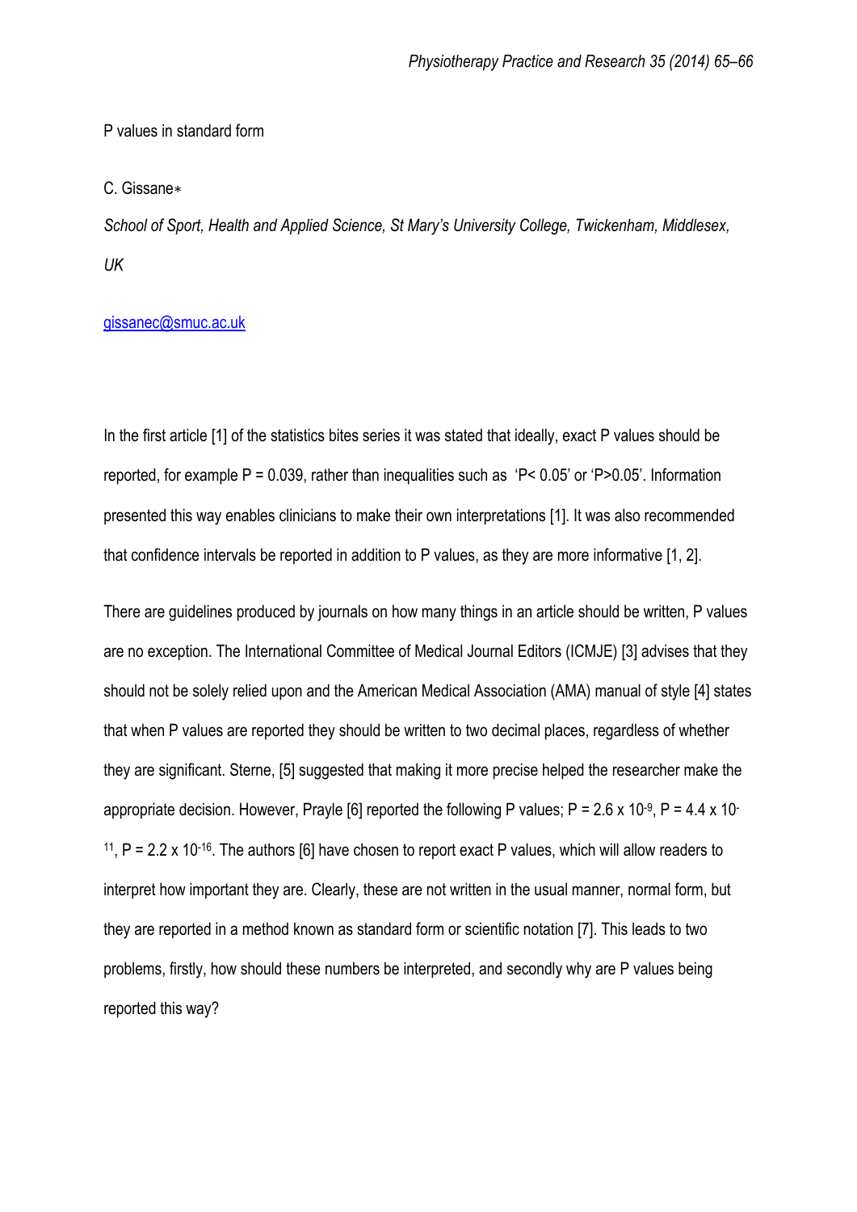P values in standard form

C. Gissane∗

*School of Sport, Health and Applied Science, St Mary's University College, Twickenham, Middlesex, UK*

gissanec@smuc.ac.uk

In the first article [1] of the statistics bites series it was stated that ideally, exact P values should be reported, for example P = 0.039, rather than inequalities such as 'P< 0.05' or 'P>0.05'. Information presented this way enables clinicians to make their own interpretations [1]. It was also recommended that confidence intervals be reported in addition to P values, as they are more informative [1, 2].

There are guidelines produced by journals on how many things in an article should be written, P values are no exception. The International Committee of Medical Journal Editors (ICMJE) [3] advises that they should not be solely relied upon and the American Medical Association (AMA) manual of style [4] states that when P values are reported they should be written to two decimal places, regardless of whether they are significant. Sterne, [5] suggested that making it more precise helped the researcher make the appropriate decision. However, Prayle [6] reported the following P values; $P = 2.6 \times 10^{-9}$, $P = 4.4 \times 10^{-11}$, $P = 2.2 \times 10^{-16}$. The authors [6] have chosen to report exact P values, which will allow readers to interpret how important they are. Clearly, these are not written in the usual manner, normal form, but they are reported in a method known as standard form or scientific notation [7]. This leads to two problems, firstly, how should these numbers be interpreted, and secondly why are P values being reported this way?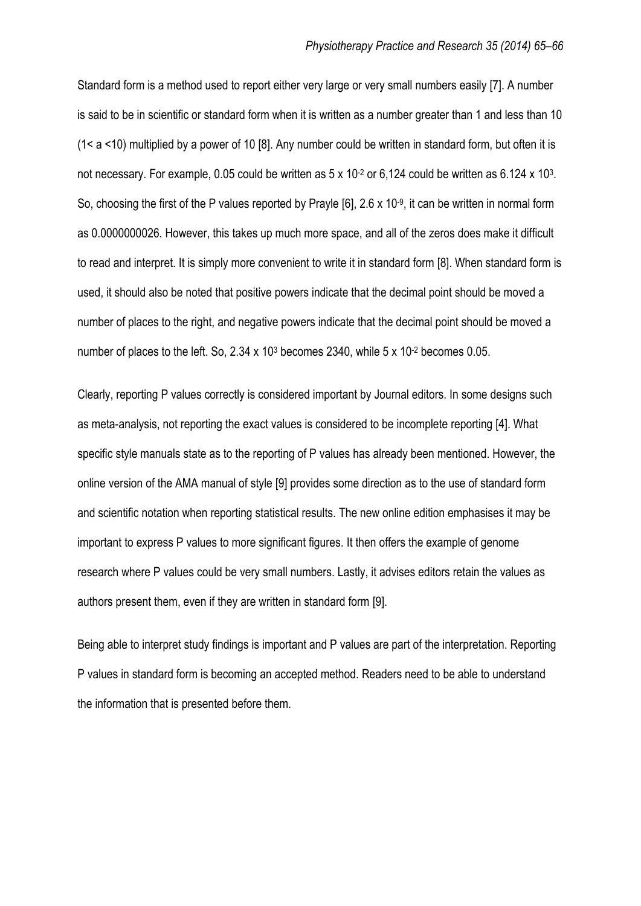Standard form is a method used to report either very large or very small numbers easily [7]. A number is said to be in scientific or standard form when it is written as a number greater than 1 and less than 10 ($1 < a < 10$) multiplied by a power of 10 [8]. Any number could be written in standard form, but often it is not necessary. For example, 0.05 could be written as $5 \times 10^{-2}$ or 6,124 could be written as $6.124 \times 10^{3}$. So, choosing the first of the P values reported by Prayle [6], $2.6 \times 10^{-9}$, it can be written in normal form as 0.0000000026. However, this takes up much more space, and all of the zeros does make it difficult to read and interpret. It is simply more convenient to write it in standard form [8]. When standard form is used, it should also be noted that positive powers indicate that the decimal point should be moved a number of places to the right, and negative powers indicate that the decimal point should be moved a number of places to the left. So, $2.34 \times 10^{3}$ becomes 2340, while $5 \times 10^{-2}$ becomes 0.05.

Clearly, reporting P values correctly is considered important by Journal editors. In some designs such as meta-analysis, not reporting the exact values is considered to be incomplete reporting [4]. What specific style manuals state as to the reporting of P values has already been mentioned. However, the online version of the AMA manual of style [9] provides some direction as to the use of standard form and scientific notation when reporting statistical results. The new online edition emphasises it may be important to express P values to more significant figures. It then offers the example of genome research where P values could be very small numbers. Lastly, it advises editors retain the values as authors present them, even if they are written in standard form [9].

Being able to interpret study findings is important and P values are part of the interpretation. Reporting P values in standard form is becoming an accepted method. Readers need to be able to understand the information that is presented before them.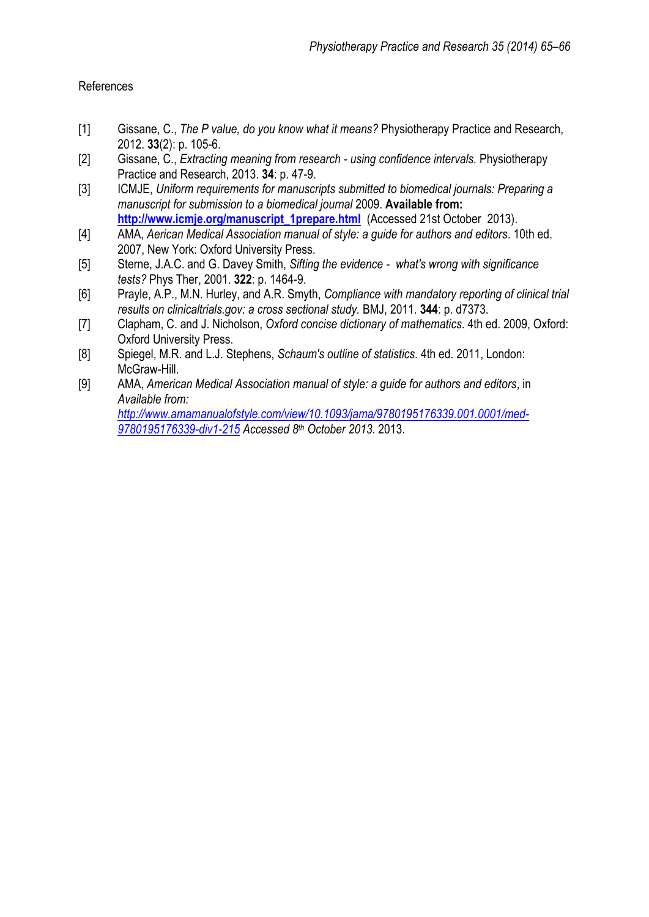References

[1] Gissane, C., *The P value, do you know what it means?* Physiotherapy Practice and Research, 2012. **33**(2): p. 105-6.

[2] Gissane, C., *Extracting meaning from research - using confidence intervals.* Physiotherapy Practice and Research, 2013. **34**: p. 47-9.

[3] ICMJE, *Uniform requirements for manuscripts submitted to biomedical journals: Preparing a manuscript for submission to a biomedical journal* 2009. **Available from: http://www.icmje.org/manuscript_1prepare.html** (Accessed 21st October 2013).

[4] AMA, *Aerican Medical Association manual of style: a guide for authors and editors*. 10th ed. 2007, New York: Oxford University Press.

[5] Sterne, J.A.C. and G. Davey Smith, *Sifting the evidence - what's wrong with significance tests?* Phys Ther, 2001. **322**: p. 1464-9.

[6] Prayle, A.P., M.N. Hurley, and A.R. Smyth, *Compliance with mandatory reporting of clinical trial results on clinicaltrials.gov: a cross sectional study.* BMJ, 2011. **344**: p. d7373.

[7] Clapham, C. and J. Nicholson, *Oxford concise dictionary of mathematics*. 4th ed. 2009, Oxford: Oxford University Press.

[8] Spiegel, M.R. and L.J. Stephens, *Schaum's outline of statistics*. 4th ed. 2011, London: McGraw-Hill.

[9] AMA, *American Medical Association manual of style: a guide for authors and editors*, in *Available from: http://www.amamanualofstyle.com/view/10.1093/jama/9780195176339.001.0001/med-9780195176339-div1-215 Accessed 8th October 2013*. 2013.